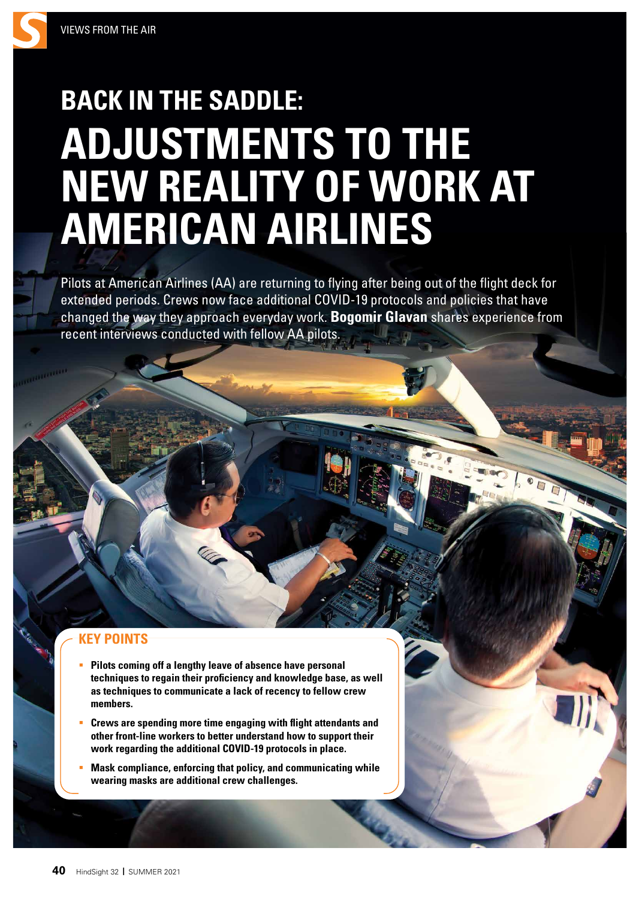# BACK IN THE SADDLE: ADJUSTMENTS TO THE NEW REALITY OF WORK AT AMERICAN AIRLINES

Pilots at American Airlines (AA) are returning to flying after being out of the flight deck for extended periods. Crews now face additional COVID-19 protocols and policies that have changed the way they approach everyday work. **Bogomir Glavan** shares experience from recent interviews conducted with fellow AA pilots.

## KEY POINTS

- **Pilots coming off a lengthy leave of absence have personal techniques to regain their proficiency and knowledge base, as well as techniques to communicate a lack of recency to fellow crew members.**
- **Crews are spending more time engaging with flight attendants and other front-line workers to better understand how to support their work regarding the additional COVID-19 protocols in place.**
- **Mask compliance, enforcing that policy, and communicating while wearing masks are additional crew challenges.**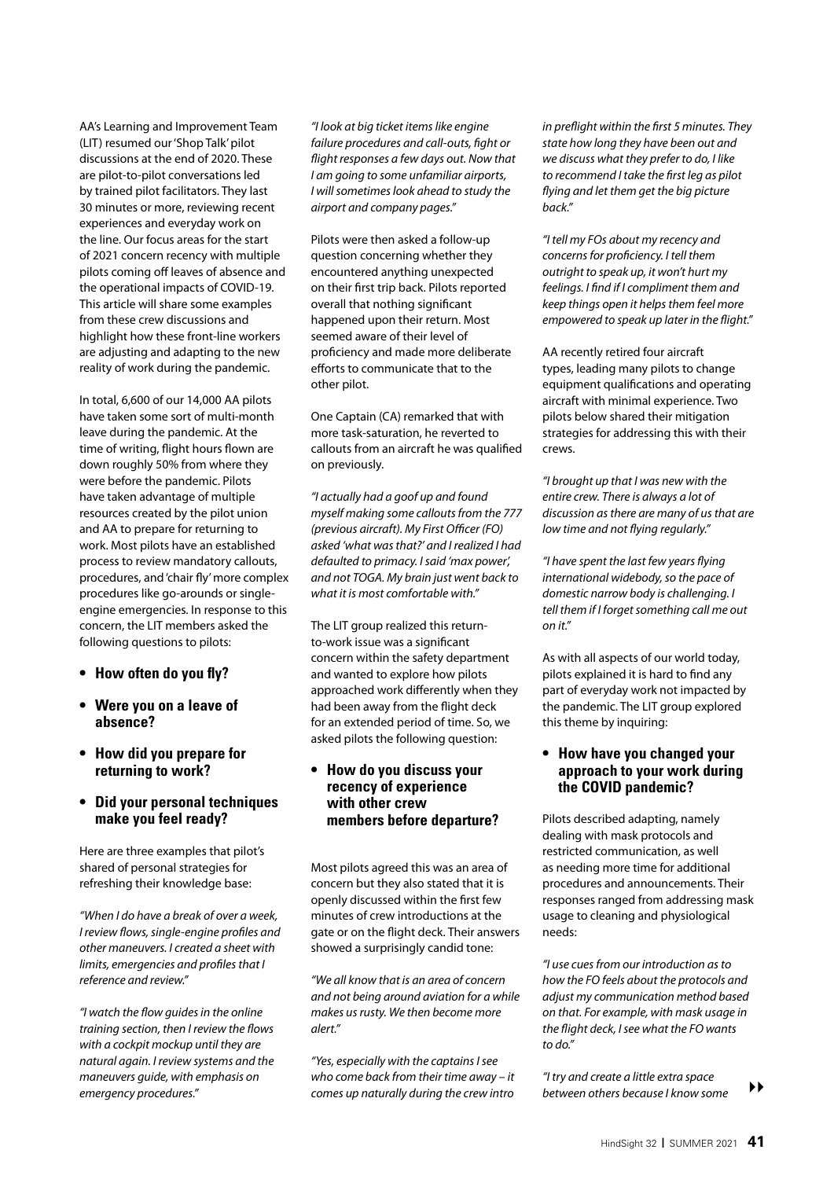AA's Learning and Improvement Team (LIT) resumed our 'Shop Talk' pilot discussions at the end of 2020. These are pilot-to-pilot conversations led by trained pilot facilitators. They last 30 minutes or more, reviewing recent experiences and everyday work on the line. Our focus areas for the start of 2021 concern recency with multiple pilots coming off leaves of absence and the operational impacts of COVID-19. This article will share some examples from these crew discussions and highlight how these front-line workers are adjusting and adapting to the new reality of work during the pandemic.

In total, 6,600 of our 14,000 AA pilots have taken some sort of multi-month leave during the pandemic. At the time of writing, flight hours flown are down roughly 50% from where they were before the pandemic. Pilots have taken advantage of multiple resources created by the pilot union and AA to prepare for returning to work. Most pilots have an established process to review mandatory callouts, procedures, and 'chair fly' more complex procedures like go-arounds or single-engine emergencies. In response to this concern, the LIT members asked the following questions to pilots:

- **How often do you fly?**
- **Were you on a leave of absence?**
- **How did you prepare for returning to work?**
- **Did your personal techniques make you feel ready?**

Here are three examples that pilot's shared of personal strategies for refreshing their knowledge base:

*"When I do have a break of over a week, I review flows, single-engine profiles and other maneuvers. I created a sheet with limits, emergencies and profiles that I reference and review."*

*"I watch the flow guides in the online training section, then I review the flows with a cockpit mockup until they are natural again. I review systems and the maneuvers guide, with emphasis on emergency procedures."*

*"I look at big ticket items like engine failure procedures and call-outs, fight or flight responses a few days out. Now that I am going to some unfamiliar airports, I will sometimes look ahead to study the airport and company pages."*

Pilots were then asked a follow-up question concerning whether they encountered anything unexpected on their first trip back. Pilots reported overall that nothing significant happened upon their return. Most seemed aware of their level of proficiency and made more deliberate efforts to communicate that to the other pilot.

One Captain (CA) remarked that with more task-saturation, he reverted to callouts from an aircraft he was qualified on previously.

*"I actually had a goof up and found myself making some callouts from the 777 (previous aircraft). My First Officer (FO) asked 'what was that?' and I realized I had defaulted to primacy. I said 'max power', and not TOGA. My brain just went back to what it is most comfortable with."*

The LIT group realized this return-to-work issue was a significant concern within the safety department and wanted to explore how pilots approached work differently when they had been away from the flight deck for an extended period of time. So, we asked pilots the following question:

- **How do you discuss your recency of experience with other crew members before departure?**

Most pilots agreed this was an area of concern but they also stated that it is openly discussed within the first few minutes of crew introductions at the gate or on the flight deck. Their answers showed a surprisingly candid tone:

*"We all know that is an area of concern and not being around aviation for a while makes us rusty. We then become more alert."*

*"Yes, especially with the captains I see who come back from their time away – it comes up naturally during the crew intro in preflight within the first 5 minutes. They state how long they have been out and we discuss what they prefer to do, I like to recommend I take the first leg as pilot flying and let them get the big picture back."*

*"I tell my FOs about my recency and concerns for proficiency. I tell them outright to speak up, it won't hurt my feelings. I find if I compliment them and keep things open it helps them feel more empowered to speak up later in the flight."*

AA recently retired four aircraft types, leading many pilots to change equipment qualifications and operating aircraft with minimal experience. Two pilots below shared their mitigation strategies for addressing this with their crews.

*"I brought up that I was new with the entire crew. There is always a lot of discussion as there are many of us that are low time and not flying regularly."*

*"I have spent the last few years flying international widebody, so the pace of domestic narrow body is challenging. I tell them if I forget something call me out on it."*

As with all aspects of our world today, pilots explained it is hard to find any part of everyday work not impacted by the pandemic. The LIT group explored this theme by inquiring:

- **How have you changed your approach to your work during the COVID pandemic?**

Pilots described adapting, namely dealing with mask protocols and restricted communication, as well as needing more time for additional procedures and announcements. Their responses ranged from addressing mask usage to cleaning and physiological needs:

*"I use cues from our introduction as to how the FO feels about the protocols and adjust my communication method based on that. For example, with mask usage in the flight deck, I see what the FO wants to do."*

*"I try and create a little extra space between others because I know some*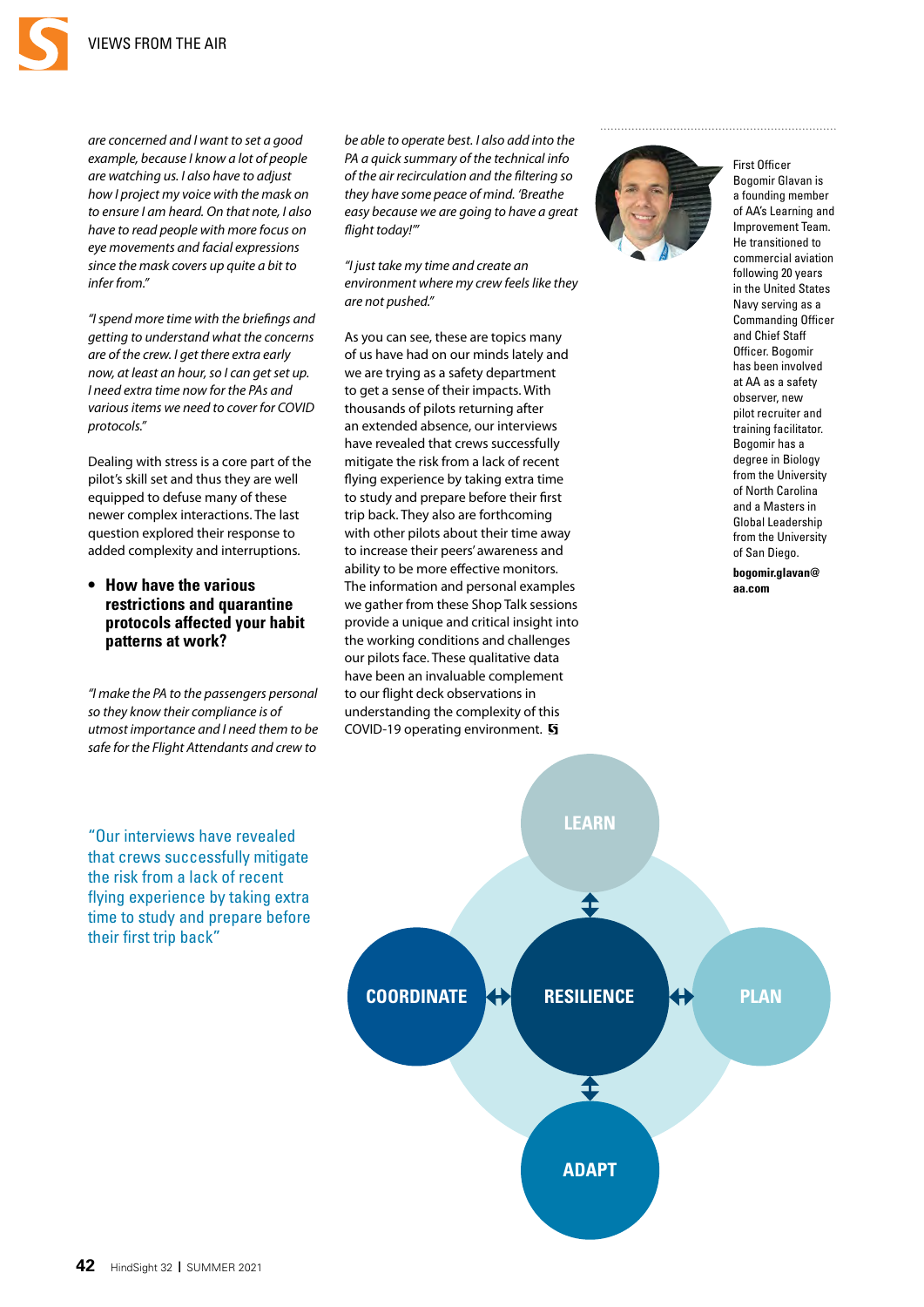*are concerned and I want to set a good example, because I know a lot of people are watching us. I also have to adjust how I project my voice with the mask on to ensure I am heard. On that note, I also have to read people with more focus on eye movements and facial expressions since the mask covers up quite a bit to infer from."*

*"I spend more time with the briefings and getting to understand what the concerns are of the crew. I get there extra early now, at least an hour, so I can get set up. I need extra time now for the PAs and various items we need to cover for COVID protocols."*

Dealing with stress is a core part of the pilot's skill set and thus they are well equipped to defuse many of these newer complex interactions. The last question explored their response to added complexity and interruptions.

- **How have the various restrictions and quarantine protocols affected your habit patterns at work?**

*"I make the PA to the passengers personal so they know their compliance is of utmost importance and I need them to be safe for the Flight Attendants and crew to be able to operate best. I also add into the PA a quick summary of the technical info of the air recirculation and the filtering so they have some peace of mind. 'Breathe easy because we are going to have a great flight today!'"*

*"I just take my time and create an environment where my crew feels like they are not pushed."*

As you can see, these are topics many of us have had on our minds lately and we are trying as a safety department to get a sense of their impacts. With thousands of pilots returning after an extended absence, our interviews have revealed that crews successfully mitigate the risk from a lack of recent flying experience by taking extra time to study and prepare before their first trip back. They also are forthcoming with other pilots about their time away to increase their peers' awareness and ability to be more effective monitors. The information and personal examples we gather from these Shop Talk sessions provide a unique and critical insight into the working conditions and challenges our pilots face. These qualitative data have been an invaluable complement to our flight deck observations in understanding the complexity of this COVID-19 operating environment.

"Our interviews have revealed that crews successfully mitigate the risk from a lack of recent flying experience by taking extra time to study and prepare before their first trip back"

LEARN

COORDINATE

RESILIENCE

PLAN

ADAPT

First Officer Bogomir Glavan is a founding member of AA's Learning and Improvement Team. He transitioned to commercial aviation following 20 years in the United States Navy serving as a Commanding Officer and Chief Staff Officer. Bogomir has been involved at AA as a safety observer, new pilot recruiter and training facilitator. Bogomir has a degree in Biology from the University of North Carolina and a Masters in Global Leadership from the University of San Diego.

**bogomir.glavan@aa.com**